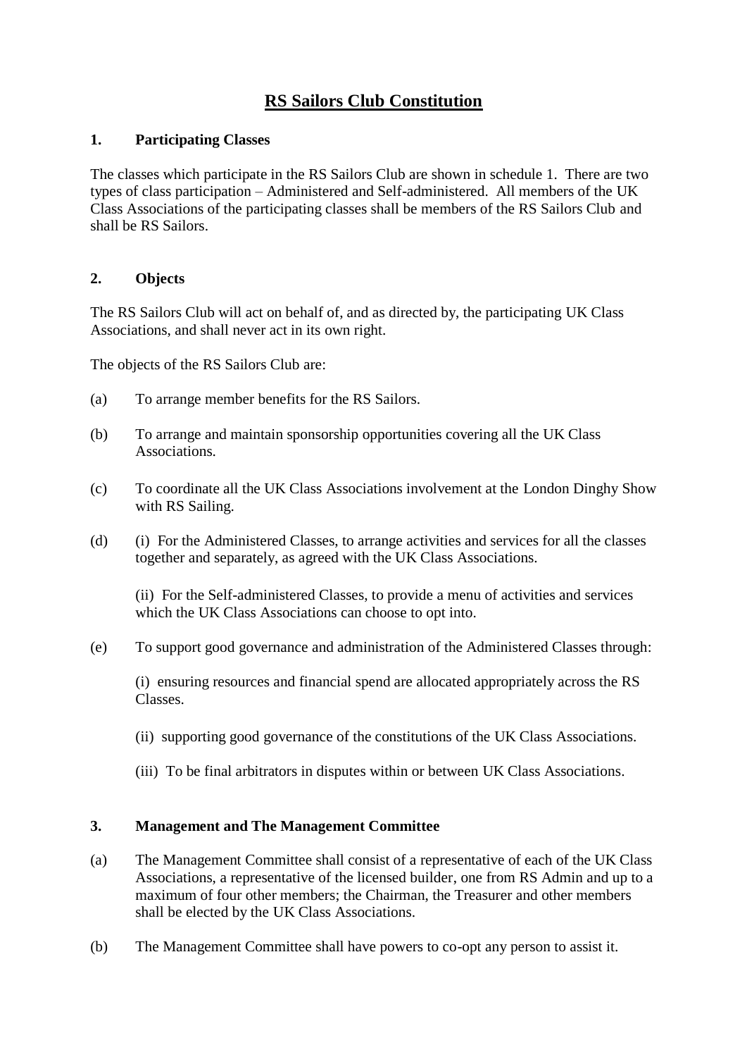# RS Sailors Club Constitution

## 1. Participating Classes

The classes which participate in the RS Sailors Club are shown in schedule 1. There are two types of class participation – Administered and Self-administered. All members of the UK Class Associations of the participating classes shall be members of the RS Sailors Club and shall be RS Sailors.

## 2. Objects

The RS Sailors Club will act on behalf of, and as directed by, the participating UK Class Associations, and shall never act in its own right.

The objects of the RS Sailors Club are:

(a) To arrange member benefits for the RS Sailors.

(b) To arrange and maintain sponsorship opportunities covering all the UK Class Associations.

(c) To coordinate all the UK Class Associations involvement at the London Dinghy Show with RS Sailing.

(d) (i) For the Administered Classes, to arrange activities and services for all the classes together and separately, as agreed with the UK Class Associations.

(ii) For the Self-administered Classes, to provide a menu of activities and services which the UK Class Associations can choose to opt into.

(e) To support good governance and administration of the Administered Classes through:

(i) ensuring resources and financial spend are allocated appropriately across the RS Classes.

(ii) supporting good governance of the constitutions of the UK Class Associations.

(iii) To be final arbitrators in disputes within or between UK Class Associations.

## 3. Management and The Management Committee

(a) The Management Committee shall consist of a representative of each of the UK Class Associations, a representative of the licensed builder, one from RS Admin and up to a maximum of four other members; the Chairman, the Treasurer and other members shall be elected by the UK Class Associations.

(b) The Management Committee shall have powers to co-opt any person to assist it.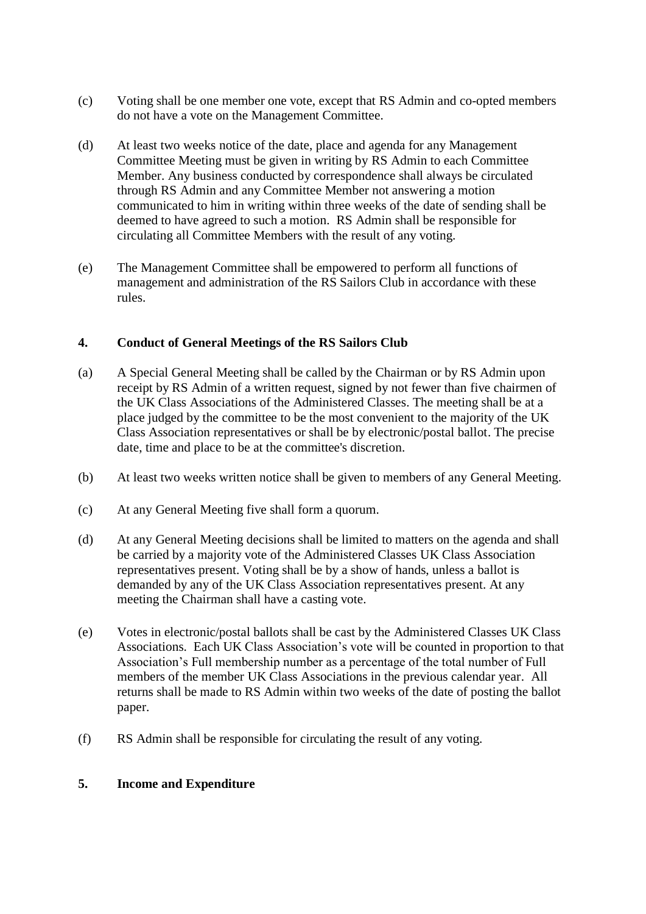(c) Voting shall be one member one vote, except that RS Admin and co-opted members do not have a vote on the Management Committee.

(d) At least two weeks notice of the date, place and agenda for any Management Committee Meeting must be given in writing by RS Admin to each Committee Member. Any business conducted by correspondence shall always be circulated through RS Admin and any Committee Member not answering a motion communicated to him in writing within three weeks of the date of sending shall be deemed to have agreed to such a motion. RS Admin shall be responsible for circulating all Committee Members with the result of any voting.

(e) The Management Committee shall be empowered to perform all functions of management and administration of the RS Sailors Club in accordance with these rules.

## 4. Conduct of General Meetings of the RS Sailors Club

(a) A Special General Meeting shall be called by the Chairman or by RS Admin upon receipt by RS Admin of a written request, signed by not fewer than five chairmen of the UK Class Associations of the Administered Classes. The meeting shall be at a place judged by the committee to be the most convenient to the majority of the UK Class Association representatives or shall be by electronic/postal ballot. The precise date, time and place to be at the committee's discretion.

(b) At least two weeks written notice shall be given to members of any General Meeting.

(c) At any General Meeting five shall form a quorum.

(d) At any General Meeting decisions shall be limited to matters on the agenda and shall be carried by a majority vote of the Administered Classes UK Class Association representatives present. Voting shall be by a show of hands, unless a ballot is demanded by any of the UK Class Association representatives present. At any meeting the Chairman shall have a casting vote.

(e) Votes in electronic/postal ballots shall be cast by the Administered Classes UK Class Associations. Each UK Class Association's vote will be counted in proportion to that Association's Full membership number as a percentage of the total number of Full members of the member UK Class Associations in the previous calendar year. All returns shall be made to RS Admin within two weeks of the date of posting the ballot paper.

(f) RS Admin shall be responsible for circulating the result of any voting.

## 5. Income and Expenditure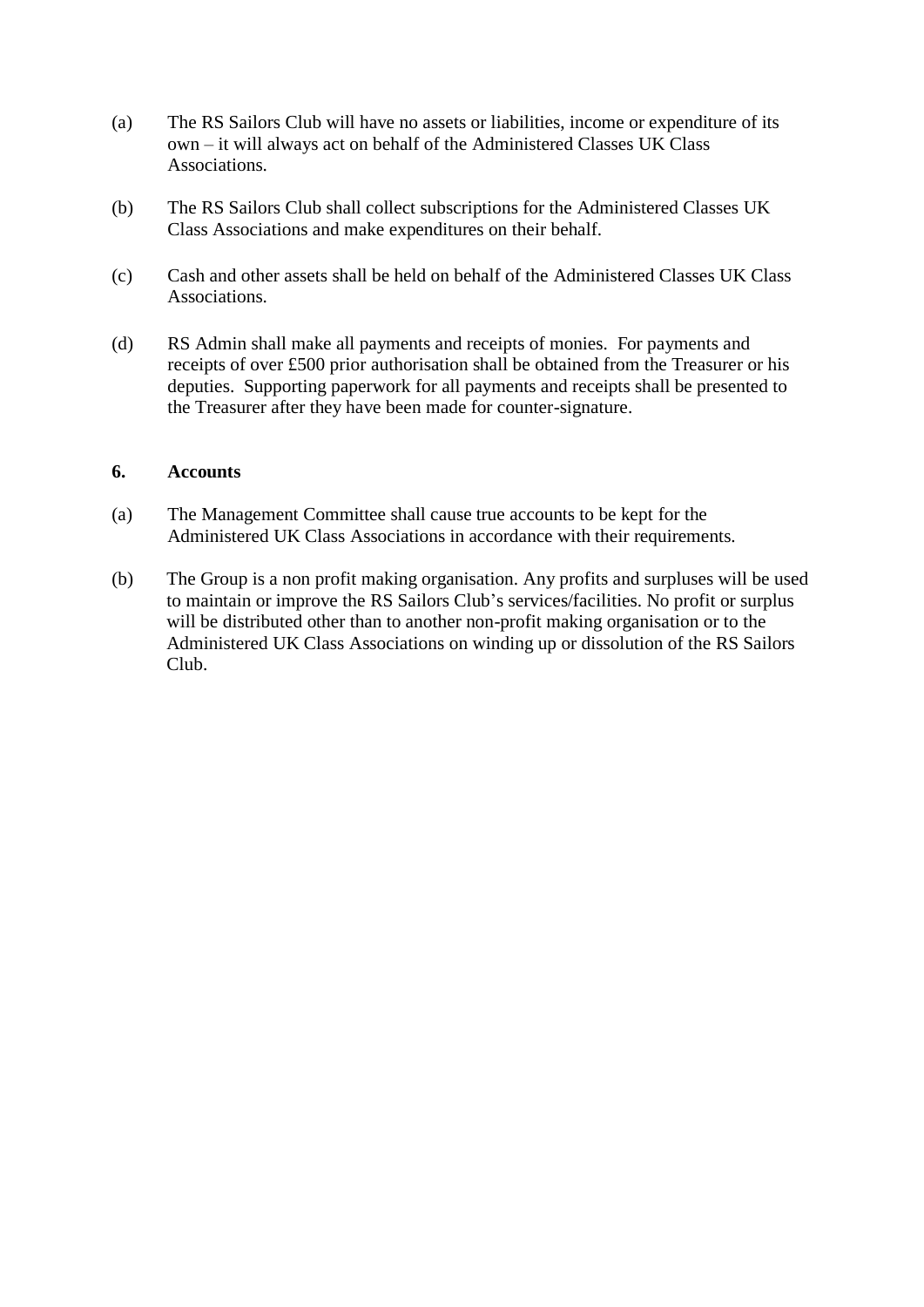(a) The RS Sailors Club will have no assets or liabilities, income or expenditure of its own – it will always act on behalf of the Administered Classes UK Class Associations.

(b) The RS Sailors Club shall collect subscriptions for the Administered Classes UK Class Associations and make expenditures on their behalf.

(c) Cash and other assets shall be held on behalf of the Administered Classes UK Class Associations.

(d) RS Admin shall make all payments and receipts of monies. For payments and receipts of over £500 prior authorisation shall be obtained from the Treasurer or his deputies. Supporting paperwork for all payments and receipts shall be presented to the Treasurer after they have been made for counter-signature.

## 6. Accounts

(a) The Management Committee shall cause true accounts to be kept for the Administered UK Class Associations in accordance with their requirements.

(b) The Group is a non profit making organisation. Any profits and surpluses will be used to maintain or improve the RS Sailors Club's services/facilities. No profit or surplus will be distributed other than to another non-profit making organisation or to the Administered UK Class Associations on winding up or dissolution of the RS Sailors Club.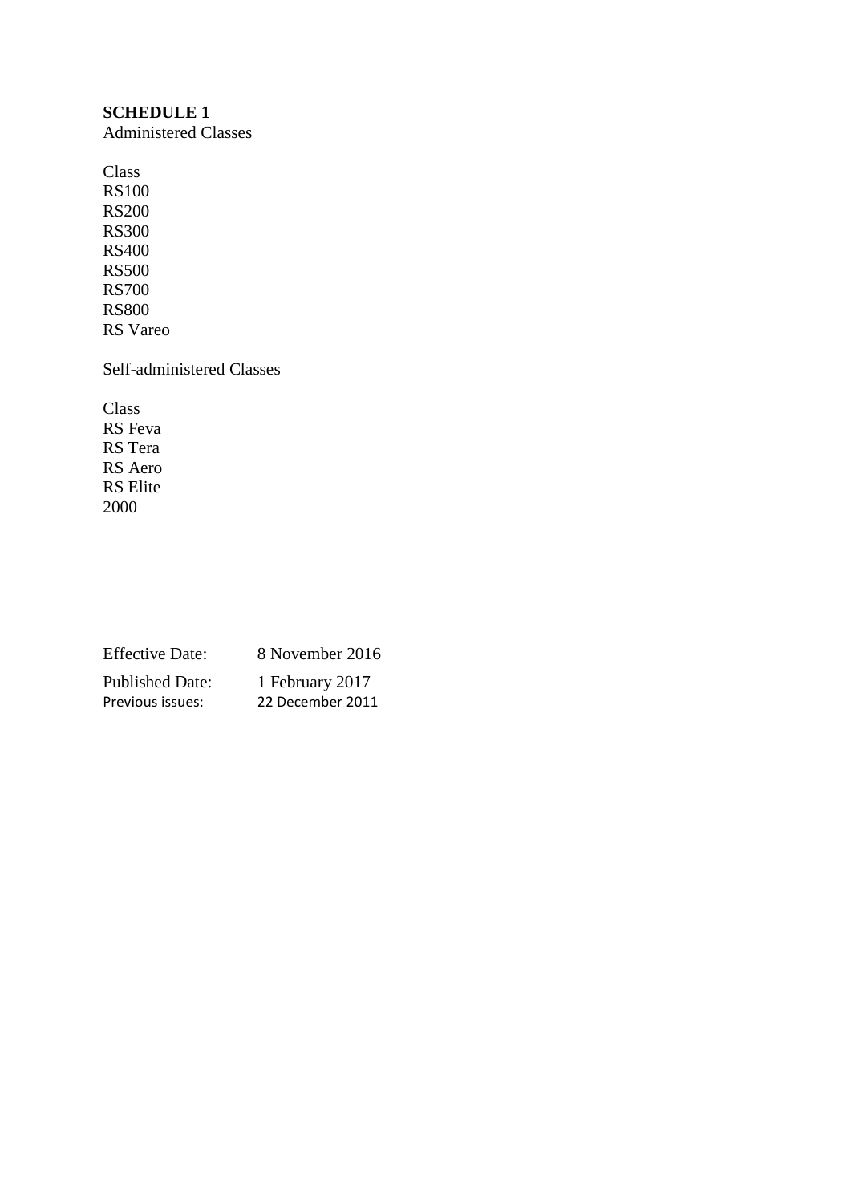**SCHEDULE 1**

Administered Classes

| Class |
| --- |
| RS100 |
| RS200 |
| RS300 |
| RS400 |
| RS500 |
| RS700 |
| RS800 |
| RS Vareo |

Self-administered Classes

| Class |
| --- |
| RS Feva |
| RS Tera |
| RS Aero |
| RS Elite |
| 2000 |

| | |
| --- | --- |
| Effective Date: | 8 November 2016 |
| Published Date: | 1 February 2017 |
| Previous issues: | 22 December 2011 |